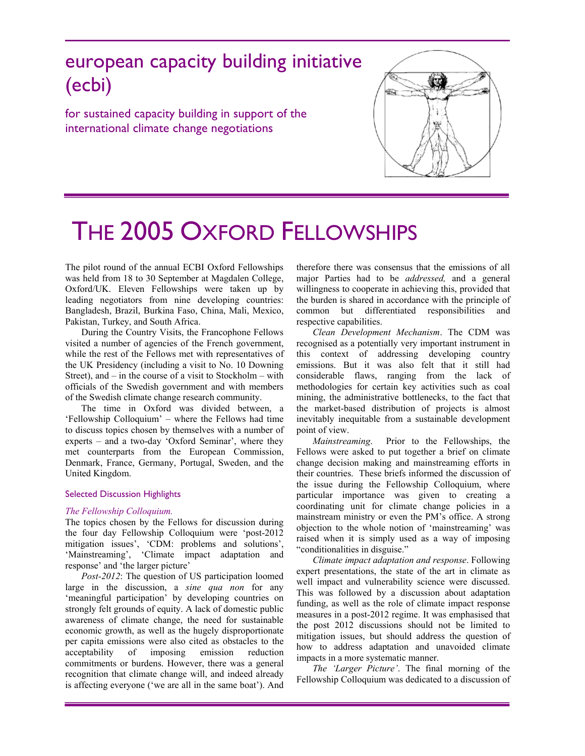# european capacity building initiative (ecbi)

## for sustained capacity building in support of the international climate change negotiations

# THE 2005 OXFORD FELLOWSHIPS

The pilot round of the annual ECBI Oxford Fellowships was held from 18 to 30 September at Magdalen College, Oxford/UK. Eleven Fellowships were taken up by leading negotiators from nine developing countries: Bangladesh, Brazil, Burkina Faso, China, Mali, Mexico, Pakistan, Turkey, and South Africa.

During the Country Visits, the Francophone Fellows visited a number of agencies of the French government, while the rest of the Fellows met with representatives of the UK Presidency (including a visit to No. 10 Downing Street), and – in the course of a visit to Stockholm – with officials of the Swedish government and with members of the Swedish climate change research community.

The time in Oxford was divided between, a 'Fellowship Colloquium' – where the Fellows had time to discuss topics chosen by themselves with a number of experts – and a two-day 'Oxford Seminar', where they met counterparts from the European Commission, Denmark, France, Germany, Portugal, Sweden, and the United Kingdom.

### Selected Discussion Highlights

*The Fellowship Colloquium.*

The topics chosen by the Fellows for discussion during the four day Fellowship Colloquium were 'post-2012 mitigation issues', 'CDM: problems and solutions', 'Mainstreaming', 'Climate impact adaptation and response' and 'the larger picture'

*Post-2012*: The question of US participation loomed large in the discussion, a *sine qua non* for any 'meaningful participation' by developing countries on strongly felt grounds of equity. A lack of domestic public awareness of climate change, the need for sustainable economic growth, as well as the hugely disproportionate per capita emissions were also cited as obstacles to the acceptability of imposing emission reduction commitments or burdens. However, there was a general recognition that climate change will, and indeed already is affecting everyone ('we are all in the same boat'). And therefore there was consensus that the emissions of all major Parties had to be *addressed,* and a general willingness to cooperate in achieving this, provided that the burden is shared in accordance with the principle of common but differentiated responsibilities and respective capabilities.

*Clean Development Mechanism*. The CDM was recognised as a potentially very important instrument in this context of addressing developing country emissions. But it was also felt that it still had considerable flaws, ranging from the lack of methodologies for certain key activities such as coal mining, the administrative bottlenecks, to the fact that the market-based distribution of projects is almost inevitably inequitable from a sustainable development point of view.

*Mainstreaming*. Prior to the Fellowships, the Fellows were asked to put together a brief on climate change decision making and mainstreaming efforts in their countries. These briefs informed the discussion of the issue during the Fellowship Colloquium, where particular importance was given to creating a coordinating unit for climate change policies in a mainstream ministry or even the PM's office. A strong objection to the whole notion of 'mainstreaming' was raised when it is simply used as a way of imposing "conditionalities in disguise."

*Climate impact adaptation and response*. Following expert presentations, the state of the art in climate as well impact and vulnerability science were discussed. This was followed by a discussion about adaptation funding, as well as the role of climate impact response measures in a post-2012 regime. It was emphasised that the post 2012 discussions should not be limited to mitigation issues, but should address the question of how to address adaptation and unavoided climate impacts in a more systematic manner.

*The 'Larger Picture'*. The final morning of the Fellowship Colloquium was dedicated to a discussion of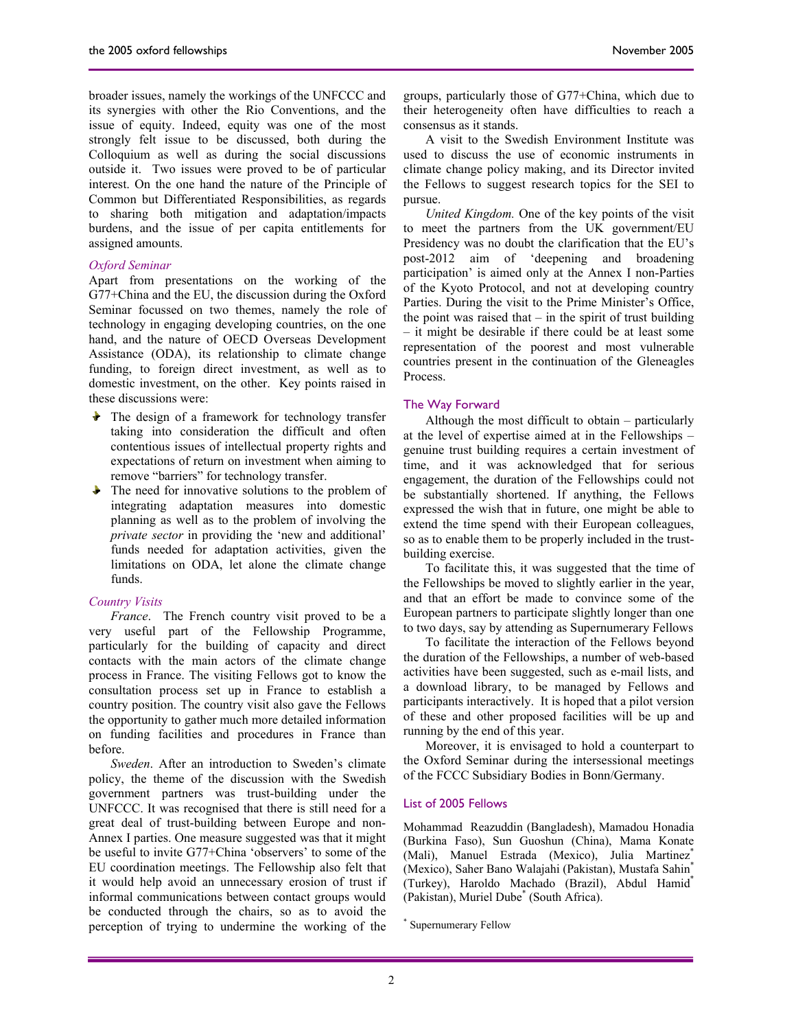broader issues, namely the workings of the UNFCCC and its synergies with other the Rio Conventions, and the issue of equity. Indeed, equity was one of the most strongly felt issue to be discussed, both during the Colloquium as well as during the social discussions outside it. Two issues were proved to be of particular interest. On the one hand the nature of the Principle of Common but Differentiated Responsibilities, as regards to sharing both mitigation and adaptation/impacts burdens, and the issue of per capita entitlements for assigned amounts.

### *Oxford Seminar*

Apart from presentations on the working of the G77+China and the EU, the discussion during the Oxford Seminar focussed on two themes, namely the role of technology in engaging developing countries, on the one hand, and the nature of OECD Overseas Development Assistance (ODA), its relationship to climate change funding, to foreign direct investment, as well as to domestic investment, on the other. Key points raised in these discussions were:

- The design of a framework for technology transfer taking into consideration the difficult and often contentious issues of intellectual property rights and expectations of return on investment when aiming to remove "barriers" for technology transfer.
- The need for innovative solutions to the problem of integrating adaptation measures into domestic planning as well as to the problem of involving the *private sector* in providing the 'new and additional' funds needed for adaptation activities, given the limitations on ODA, let alone the climate change funds.

### *Country Visits*

*France*. The French country visit proved to be a very useful part of the Fellowship Programme, particularly for the building of capacity and direct contacts with the main actors of the climate change process in France. The visiting Fellows got to know the consultation process set up in France to establish a country position. The country visit also gave the Fellows the opportunity to gather much more detailed information on funding facilities and procedures in France than before.

*Sweden*. After an introduction to Sweden's climate policy, the theme of the discussion with the Swedish government partners was trust-building under the UNFCCC. It was recognised that there is still need for a great deal of trust-building between Europe and non-Annex I parties. One measure suggested was that it might be useful to invite G77+China 'observers' to some of the EU coordination meetings. The Fellowship also felt that it would help avoid an unnecessary erosion of trust if informal communications between contact groups would be conducted through the chairs, so as to avoid the perception of trying to undermine the working of the groups, particularly those of G77+China, which due to their heterogeneity often have difficulties to reach a consensus as it stands.

A visit to the Swedish Environment Institute was used to discuss the use of economic instruments in climate change policy making, and its Director invited the Fellows to suggest research topics for the SEI to pursue.

*United Kingdom.* One of the key points of the visit to meet the partners from the UK government/EU Presidency was no doubt the clarification that the EU's post-2012 aim of 'deepening and broadening participation' is aimed only at the Annex I non-Parties of the Kyoto Protocol, and not at developing country Parties. During the visit to the Prime Minister's Office, the point was raised that – in the spirit of trust building – it might be desirable if there could be at least some representation of the poorest and most vulnerable countries present in the continuation of the Gleneagles Process.

## The Way Forward

Although the most difficult to obtain – particularly at the level of expertise aimed at in the Fellowships – genuine trust building requires a certain investment of time, and it was acknowledged that for serious engagement, the duration of the Fellowships could not be substantially shortened. If anything, the Fellows expressed the wish that in future, one might be able to extend the time spend with their European colleagues, so as to enable them to be properly included in the trust-building exercise.

To facilitate this, it was suggested that the time of the Fellowships be moved to slightly earlier in the year, and that an effort be made to convince some of the European partners to participate slightly longer than one to two days, say by attending as Supernumerary Fellows

To facilitate the interaction of the Fellows beyond the duration of the Fellowships, a number of web-based activities have been suggested, such as e-mail lists, and a download library, to be managed by Fellows and participants interactively. It is hoped that a pilot version of these and other proposed facilities will be up and running by the end of this year.

Moreover, it is envisaged to hold a counterpart to the Oxford Seminar during the intersessional meetings of the FCCC Subsidiary Bodies in Bonn/Germany.

## List of 2005 Fellows

Mohammad Reazuddin (Bangladesh), Mamadou Honadia (Burkina Faso), Sun Guoshun (China), Mama Konate (Mali), Manuel Estrada (Mexico), Julia Martinez* (Mexico), Saher Bano Walajahi (Pakistan), Mustafa Sahin* (Turkey), Haroldo Machado (Brazil), Abdul Hamid* (Pakistan), Muriel Dube* (South Africa).

* Supernumerary Fellow